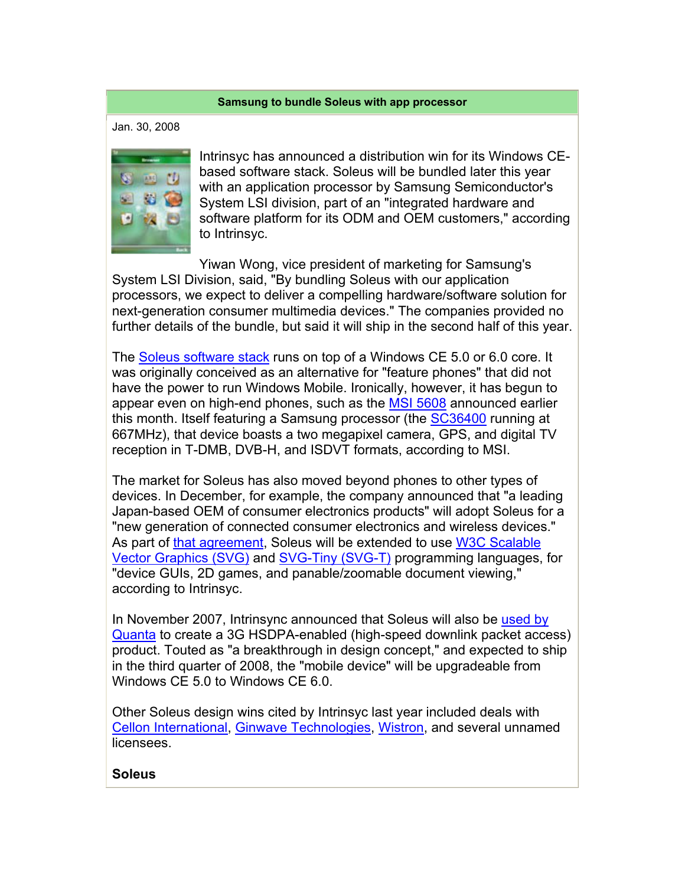## Samsung to bundle Soleus with app processor

Jan. 30, 2008

Intrinsyc has announced a distribution win for its Windows CE-based software stack. Soleus will be bundled later this year with an application processor by Samsung Semiconductor's System LSI division, part of an "integrated hardware and software platform for its ODM and OEM customers," according to Intrinsyc.

Yiwan Wong, vice president of marketing for Samsung's System LSI Division, said, "By bundling Soleus with our application processors, we expect to deliver a compelling hardware/software solution for next-generation consumer multimedia devices." The companies provided no further details of the bundle, but said it will ship in the second half of this year.

The Soleus software stack runs on top of a Windows CE 5.0 or 6.0 core. It was originally conceived as an alternative for "feature phones" that did not have the power to run Windows Mobile. Ironically, however, it has begun to appear even on high-end phones, such as the MSI 5608 announced earlier this month. Itself featuring a Samsung processor (the SC36400 running at 667MHz), that device boasts a two megapixel camera, GPS, and digital TV reception in T-DMB, DVB-H, and ISDVT formats, according to MSI.

The market for Soleus has also moved beyond phones to other types of devices. In December, for example, the company announced that "a leading Japan-based OEM of consumer electronics products" will adopt Soleus for a "new generation of connected consumer electronics and wireless devices." As part of that agreement, Soleus will be extended to use W3C Scalable Vector Graphics (SVG) and SVG-Tiny (SVG-T) programming languages, for "device GUIs, 2D games, and panable/zoomable document viewing," according to Intrinsyc.

In November 2007, Intrinsync announced that Soleus will also be used by Quanta to create a 3G HSDPA-enabled (high-speed downlink packet access) product. Touted as "a breakthrough in design concept," and expected to ship in the third quarter of 2008, the "mobile device" will be upgradeable from Windows CE 5.0 to Windows CE 6.0.

Other Soleus design wins cited by Intrinsyc last year included deals with Cellon International, Ginwave Technologies, Wistron, and several unnamed licensees.

**Soleus**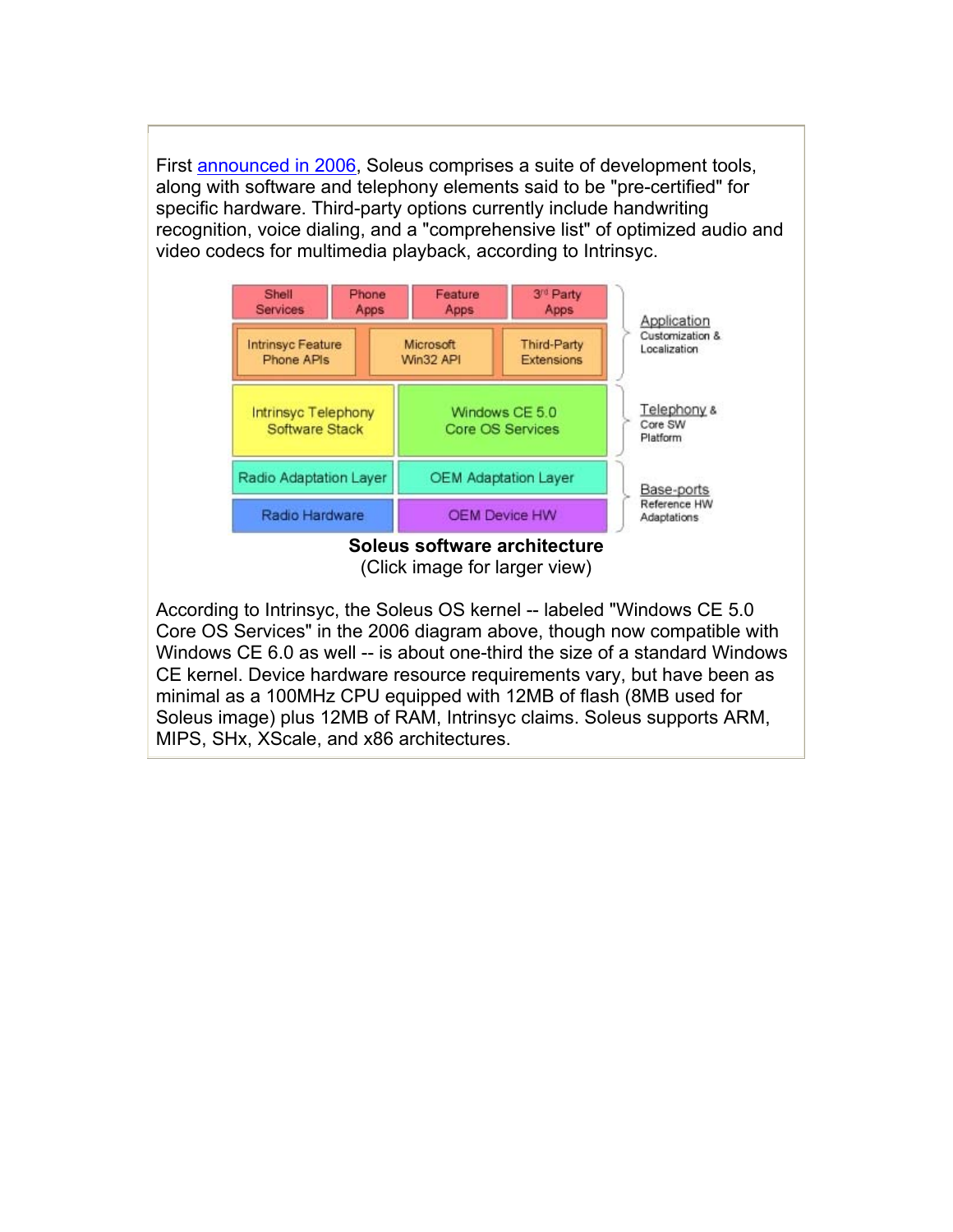First announced in 2006, Soleus comprises a suite of development tools, along with software and telephony elements said to be "pre-certified" for specific hardware. Third-party options currently include handwriting recognition, voice dialing, and a "comprehensive list" of optimized audio and video codecs for multimedia playback, according to Intrinsyc.

Shell Services
Phone Apps
Feature Apps
3rd Party Apps
Intrinsyc Feature Phone APIs
Microsoft Win32 API
Third-Party Extensions
Intrinsyc Telephony Software Stack
Windows CE 5.0 Core OS Services
Radio Adaptation Layer
OEM Adaptation Layer
Radio Hardware
OEM Device HW
Application Customization & Localization
Telephony & Core SW Platform
Base-ports Reference HW Adaptations

**Soleus software architecture**
(Click image for larger view)

According to Intrinsyc, the Soleus OS kernel -- labeled "Windows CE 5.0 Core OS Services" in the 2006 diagram above, though now compatible with Windows CE 6.0 as well -- is about one-third the size of a standard Windows CE kernel. Device hardware resource requirements vary, but have been as minimal as a 100MHz CPU equipped with 12MB of flash (8MB used for Soleus image) plus 12MB of RAM, Intrinsyc claims. Soleus supports ARM, MIPS, SHx, XScale, and x86 architectures.